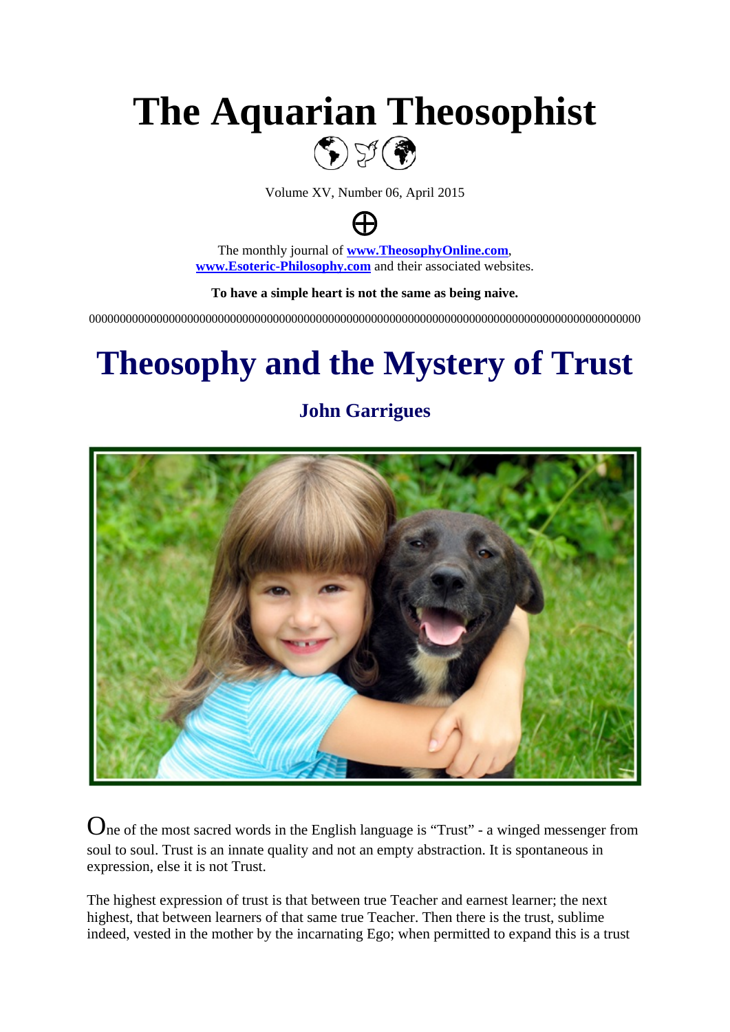# The Aquarian Theosophist

Volume XV, Number 06, April 2015

⊕

The monthly journal of **www.TheosophyOnline.com**, **www.Esoteric-Philosophy.com** and their associated websites.

**To have a simple heart is not the same as being naive.**

00000000000000000000000000000000000000000000000000000000000000000000000000000000000

# Theosophy and the Mystery of Trust

## John Garrigues

One of the most sacred words in the English language is "Trust" - a winged messenger from soul to soul. Trust is an innate quality and not an empty abstraction. It is spontaneous in expression, else it is not Trust.

The highest expression of trust is that between true Teacher and earnest learner; the next highest, that between learners of that same true Teacher. Then there is the trust, sublime indeed, vested in the mother by the incarnating Ego; when permitted to expand this is a trust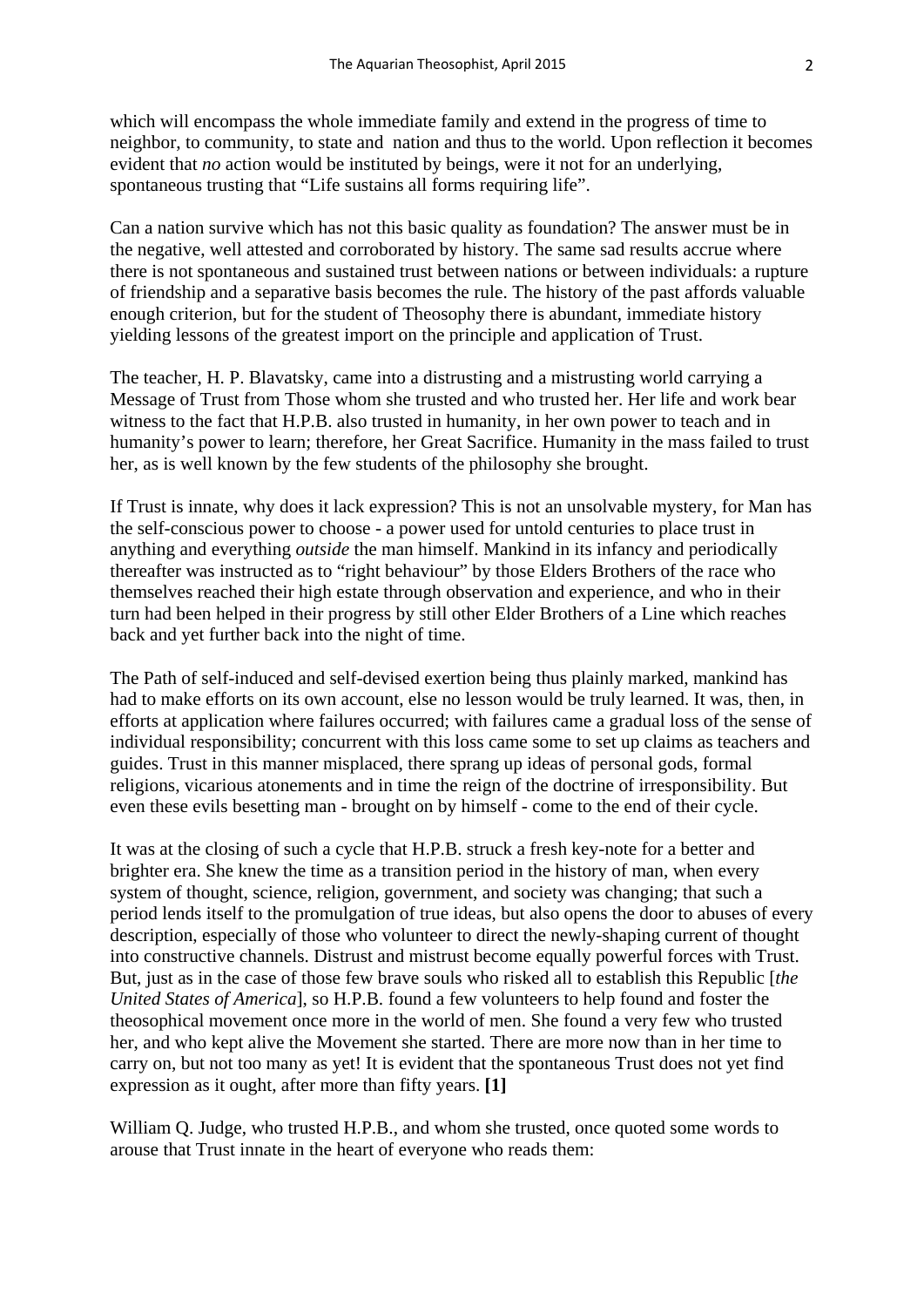which will encompass the whole immediate family and extend in the progress of time to neighbor, to community, to state and nation and thus to the world. Upon reflection it becomes evident that *no* action would be instituted by beings, were it not for an underlying, spontaneous trusting that "Life sustains all forms requiring life".

Can a nation survive which has not this basic quality as foundation? The answer must be in the negative, well attested and corroborated by history. The same sad results accrue where there is not spontaneous and sustained trust between nations or between individuals: a rupture of friendship and a separative basis becomes the rule. The history of the past affords valuable enough criterion, but for the student of Theosophy there is abundant, immediate history yielding lessons of the greatest import on the principle and application of Trust.

The teacher, H. P. Blavatsky, came into a distrusting and a mistrusting world carrying a Message of Trust from Those whom she trusted and who trusted her. Her life and work bear witness to the fact that H.P.B. also trusted in humanity, in her own power to teach and in humanity's power to learn; therefore, her Great Sacrifice. Humanity in the mass failed to trust her, as is well known by the few students of the philosophy she brought.

If Trust is innate, why does it lack expression? This is not an unsolvable mystery, for Man has the self-conscious power to choose - a power used for untold centuries to place trust in anything and everything *outside* the man himself. Mankind in its infancy and periodically thereafter was instructed as to "right behaviour" by those Elders Brothers of the race who themselves reached their high estate through observation and experience, and who in their turn had been helped in their progress by still other Elder Brothers of a Line which reaches back and yet further back into the night of time.

The Path of self-induced and self-devised exertion being thus plainly marked, mankind has had to make efforts on its own account, else no lesson would be truly learned. It was, then, in efforts at application where failures occurred; with failures came a gradual loss of the sense of individual responsibility; concurrent with this loss came some to set up claims as teachers and guides. Trust in this manner misplaced, there sprang up ideas of personal gods, formal religions, vicarious atonements and in time the reign of the doctrine of irresponsibility. But even these evils besetting man - brought on by himself - come to the end of their cycle.

It was at the closing of such a cycle that H.P.B. struck a fresh key-note for a better and brighter era. She knew the time as a transition period in the history of man, when every system of thought, science, religion, government, and society was changing; that such a period lends itself to the promulgation of true ideas, but also opens the door to abuses of every description, especially of those who volunteer to direct the newly-shaping current of thought into constructive channels. Distrust and mistrust become equally powerful forces with Trust. But, just as in the case of those few brave souls who risked all to establish this Republic [*the United States of America*], so H.P.B. found a few volunteers to help found and foster the theosophical movement once more in the world of men. She found a very few who trusted her, and who kept alive the Movement she started. There are more now than in her time to carry on, but not too many as yet! It is evident that the spontaneous Trust does not yet find expression as it ought, after more than fifty years. **[1]**

William Q. Judge, who trusted H.P.B., and whom she trusted, once quoted some words to arouse that Trust innate in the heart of everyone who reads them: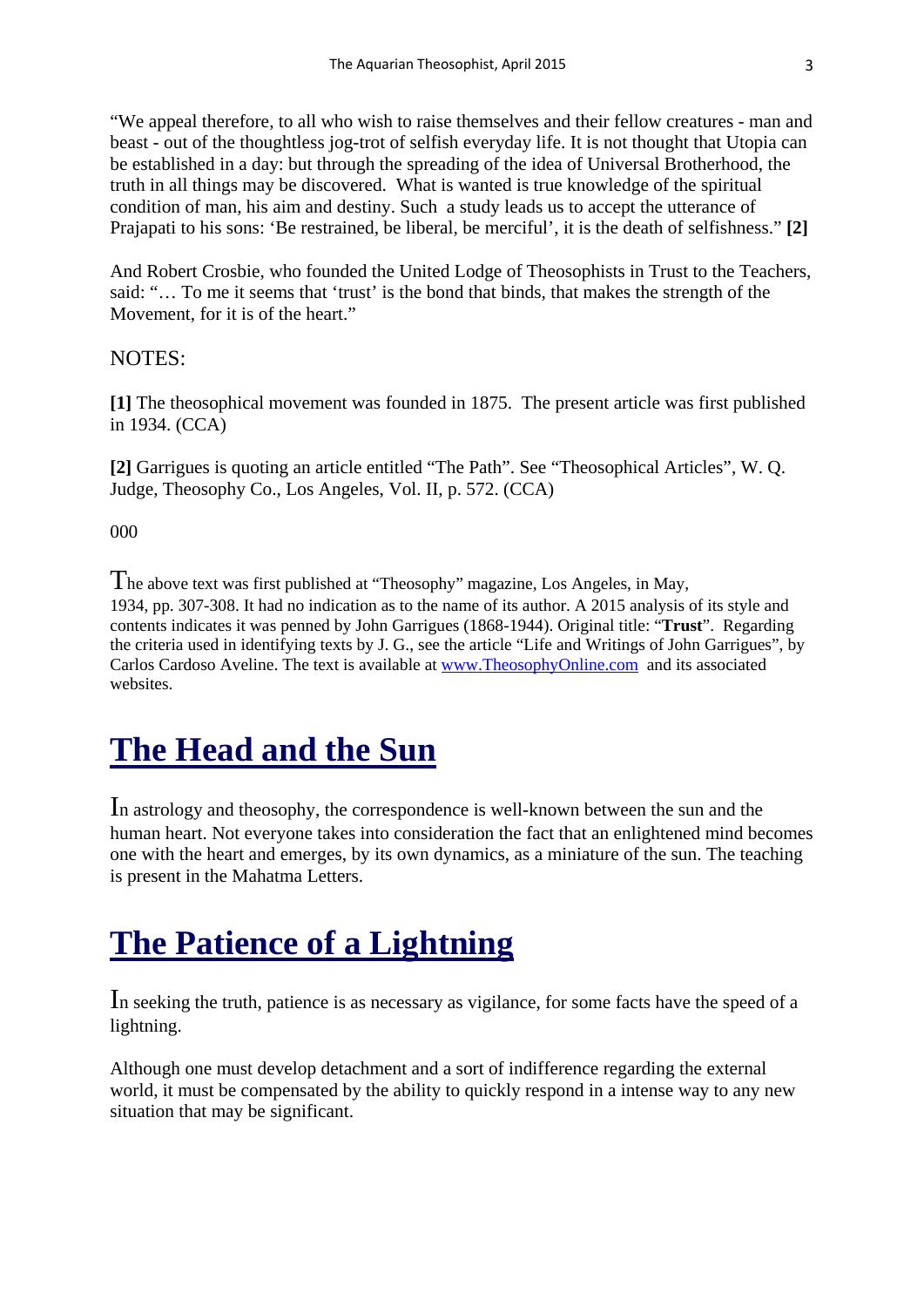"We appeal therefore, to all who wish to raise themselves and their fellow creatures - man and beast - out of the thoughtless jog-trot of selfish everyday life. It is not thought that Utopia can be established in a day: but through the spreading of the idea of Universal Brotherhood, the truth in all things may be discovered. What is wanted is true knowledge of the spiritual condition of man, his aim and destiny. Such a study leads us to accept the utterance of Prajapati to his sons: 'Be restrained, be liberal, be merciful', it is the death of selfishness." **[2]**

And Robert Crosbie, who founded the United Lodge of Theosophists in Trust to the Teachers, said: "… To me it seems that 'trust' is the bond that binds, that makes the strength of the Movement, for it is of the heart."

NOTES:

**[1]** The theosophical movement was founded in 1875. The present article was first published in 1934. (CCA)

**[2]** Garrigues is quoting an article entitled "The Path". See "Theosophical Articles", W. Q. Judge, Theosophy Co., Los Angeles, Vol. II, p. 572. (CCA)

000

The above text was first published at "Theosophy" magazine, Los Angeles, in May, 1934, pp. 307-308. It had no indication as to the name of its author. A 2015 analysis of its style and contents indicates it was penned by John Garrigues (1868-1944). Original title: "**Trust**". Regarding the criteria used in identifying texts by J. G., see the article "Life and Writings of John Garrigues", by Carlos Cardoso Aveline. The text is available at www.TheosophyOnline.com and its associated websites.

# The Head and the Sun

In astrology and theosophy, the correspondence is well-known between the sun and the human heart. Not everyone takes into consideration the fact that an enlightened mind becomes one with the heart and emerges, by its own dynamics, as a miniature of the sun. The teaching is present in the Mahatma Letters.

# The Patience of a Lightning

In seeking the truth, patience is as necessary as vigilance, for some facts have the speed of a lightning.

Although one must develop detachment and a sort of indifference regarding the external world, it must be compensated by the ability to quickly respond in a intense way to any new situation that may be significant.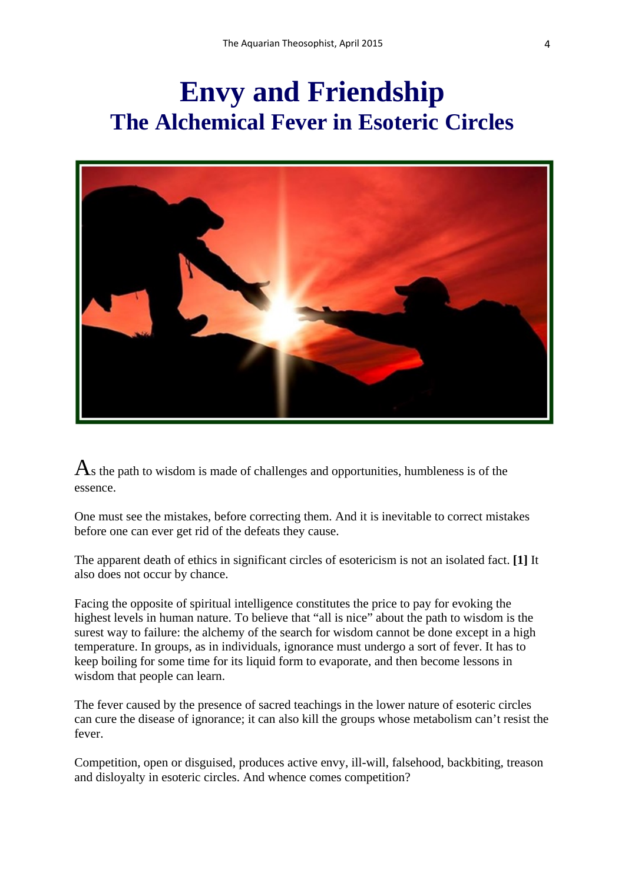# Envy and Friendship
## The Alchemical Fever in Esoteric Circles

As the path to wisdom is made of challenges and opportunities, humbleness is of the essence.

One must see the mistakes, before correcting them. And it is inevitable to correct mistakes before one can ever get rid of the defeats they cause.

The apparent death of ethics in significant circles of esotericism is not an isolated fact. **[1]** It also does not occur by chance.

Facing the opposite of spiritual intelligence constitutes the price to pay for evoking the highest levels in human nature. To believe that "all is nice" about the path to wisdom is the surest way to failure: the alchemy of the search for wisdom cannot be done except in a high temperature. In groups, as in individuals, ignorance must undergo a sort of fever. It has to keep boiling for some time for its liquid form to evaporate, and then become lessons in wisdom that people can learn.

The fever caused by the presence of sacred teachings in the lower nature of esoteric circles can cure the disease of ignorance; it can also kill the groups whose metabolism can't resist the fever.

Competition, open or disguised, produces active envy, ill-will, falsehood, backbiting, treason and disloyalty in esoteric circles. And whence comes competition?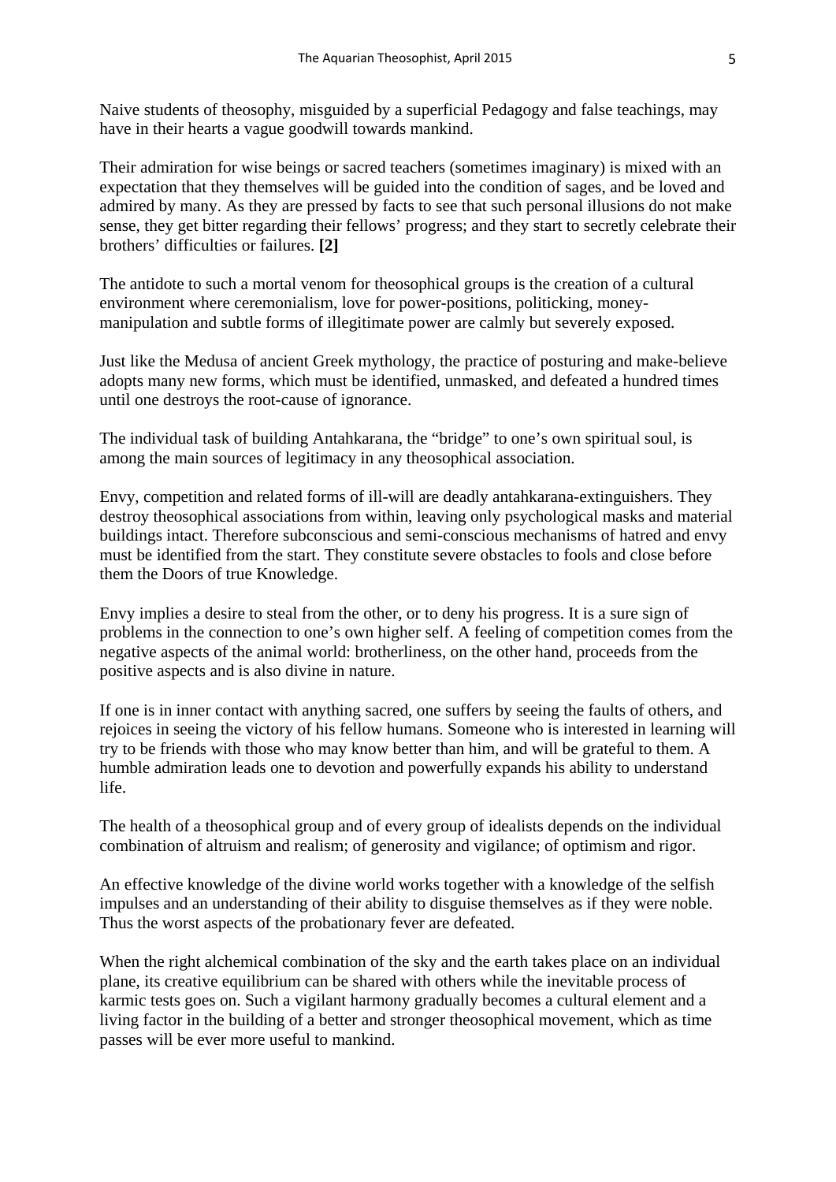Naive students of theosophy, misguided by a superficial Pedagogy and false teachings, may have in their hearts a vague goodwill towards mankind.

Their admiration for wise beings or sacred teachers (sometimes imaginary) is mixed with an expectation that they themselves will be guided into the condition of sages, and be loved and admired by many. As they are pressed by facts to see that such personal illusions do not make sense, they get bitter regarding their fellows' progress; and they start to secretly celebrate their brothers' difficulties or failures. **[2]**

The antidote to such a mortal venom for theosophical groups is the creation of a cultural environment where ceremonialism, love for power-positions, politicking, money-manipulation and subtle forms of illegitimate power are calmly but severely exposed.

Just like the Medusa of ancient Greek mythology, the practice of posturing and make-believe adopts many new forms, which must be identified, unmasked, and defeated a hundred times until one destroys the root-cause of ignorance.

The individual task of building Antahkarana, the "bridge" to one's own spiritual soul, is among the main sources of legitimacy in any theosophical association.

Envy, competition and related forms of ill-will are deadly antahkarana-extinguishers. They destroy theosophical associations from within, leaving only psychological masks and material buildings intact. Therefore subconscious and semi-conscious mechanisms of hatred and envy must be identified from the start. They constitute severe obstacles to fools and close before them the Doors of true Knowledge.

Envy implies a desire to steal from the other, or to deny his progress. It is a sure sign of problems in the connection to one's own higher self. A feeling of competition comes from the negative aspects of the animal world: brotherliness, on the other hand, proceeds from the positive aspects and is also divine in nature.

If one is in inner contact with anything sacred, one suffers by seeing the faults of others, and rejoices in seeing the victory of his fellow humans. Someone who is interested in learning will try to be friends with those who may know better than him, and will be grateful to them. A humble admiration leads one to devotion and powerfully expands his ability to understand life.

The health of a theosophical group and of every group of idealists depends on the individual combination of altruism and realism; of generosity and vigilance; of optimism and rigor.

An effective knowledge of the divine world works together with a knowledge of the selfish impulses and an understanding of their ability to disguise themselves as if they were noble. Thus the worst aspects of the probationary fever are defeated.

When the right alchemical combination of the sky and the earth takes place on an individual plane, its creative equilibrium can be shared with others while the inevitable process of karmic tests goes on. Such a vigilant harmony gradually becomes a cultural element and a living factor in the building of a better and stronger theosophical movement, which as time passes will be ever more useful to mankind.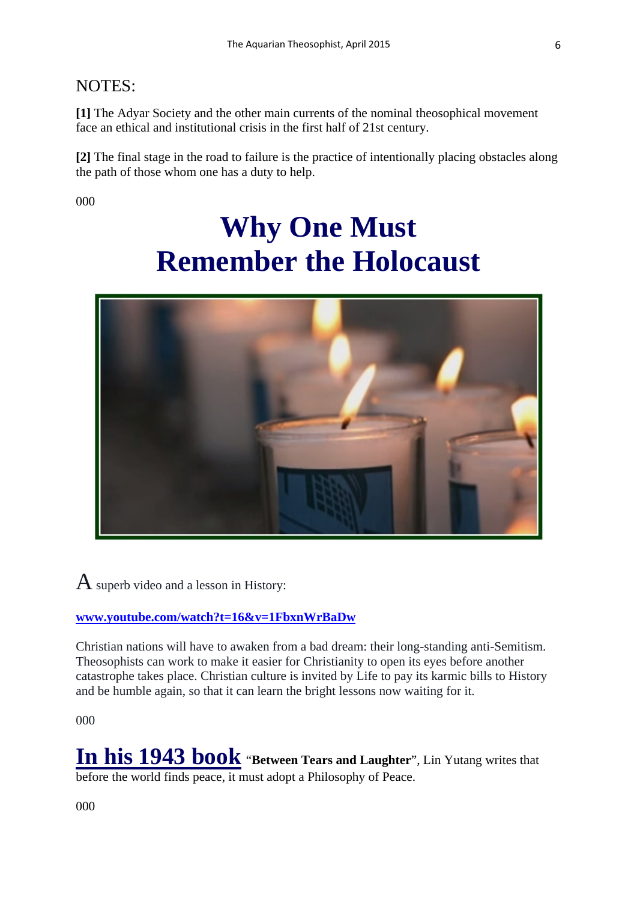NOTES:

**[1]** The Adyar Society and the other main currents of the nominal theosophical movement face an ethical and institutional crisis in the first half of 21st century.

**[2]** The final stage in the road to failure is the practice of intentionally placing obstacles along the path of those whom one has a duty to help.

000

# Why One Must Remember the Holocaust

A superb video and a lesson in History:

**[www.youtube.com/watch?t=16&v=1FbxnWrBaDw](www.youtube.com/watch?t=16&v=1FbxnWrBaDw)**

Christian nations will have to awaken from a bad dream: their long-standing anti-Semitism. Theosophists can work to make it easier for Christianity to open its eyes before another catastrophe takes place. Christian culture is invited by Life to pay its karmic bills to History and be humble again, so that it can learn the bright lessons now waiting for it.

000

**In his 1943 book** "**Between Tears and Laughter**", Lin Yutang writes that before the world finds peace, it must adopt a Philosophy of Peace.

000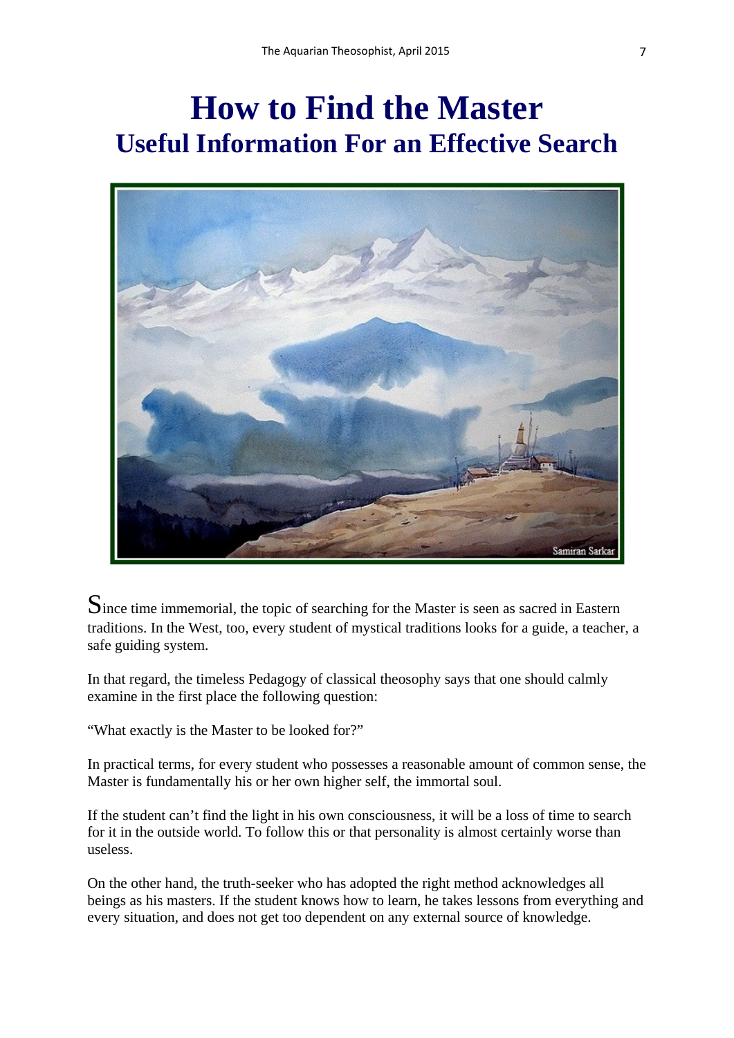# How to Find the Master

## Useful Information For an Effective Search

Since time immemorial, the topic of searching for the Master is seen as sacred in Eastern traditions. In the West, too, every student of mystical traditions looks for a guide, a teacher, a safe guiding system.

In that regard, the timeless Pedagogy of classical theosophy says that one should calmly examine in the first place the following question:

"What exactly is the Master to be looked for?"

In practical terms, for every student who possesses a reasonable amount of common sense, the Master is fundamentally his or her own higher self, the immortal soul.

If the student can't find the light in his own consciousness, it will be a loss of time to search for it in the outside world. To follow this or that personality is almost certainly worse than useless.

On the other hand, the truth-seeker who has adopted the right method acknowledges all beings as his masters. If the student knows how to learn, he takes lessons from everything and every situation, and does not get too dependent on any external source of knowledge.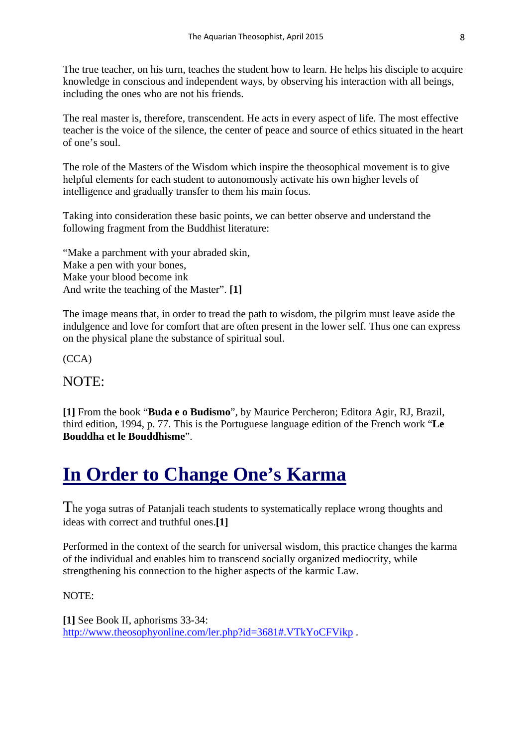The true teacher, on his turn, teaches the student how to learn. He helps his disciple to acquire knowledge in conscious and independent ways, by observing his interaction with all beings, including the ones who are not his friends.

The real master is, therefore, transcendent. He acts in every aspect of life. The most effective teacher is the voice of the silence, the center of peace and source of ethics situated in the heart of one's soul.

The role of the Masters of the Wisdom which inspire the theosophical movement is to give helpful elements for each student to autonomously activate his own higher levels of intelligence and gradually transfer to them his main focus.

Taking into consideration these basic points, we can better observe and understand the following fragment from the Buddhist literature:

"Make a parchment with your abraded skin,
Make a pen with your bones,
Make your blood become ink
And write the teaching of the Master". **[1]**

The image means that, in order to tread the path to wisdom, the pilgrim must leave aside the indulgence and love for comfort that are often present in the lower self. Thus one can express on the physical plane the substance of spiritual soul.

(CCA)

NOTE:

**[1]** From the book "**Buda e o Budismo**", by Maurice Percheron; Editora Agir, RJ, Brazil, third edition, 1994, p. 77. This is the Portuguese language edition of the French work "**Le Bouddha et le Bouddhisme**".

# In Order to Change One's Karma

The yoga sutras of Patanjali teach students to systematically replace wrong thoughts and ideas with correct and truthful ones.**[1]**

Performed in the context of the search for universal wisdom, this practice changes the karma of the individual and enables him to transcend socially organized mediocrity, while strengthening his connection to the higher aspects of the karmic Law.

NOTE:

**[1]** See Book II, aphorisms 33-34: http://www.theosophyonline.com/ler.php?id=3681#.VTkYoCFVikp .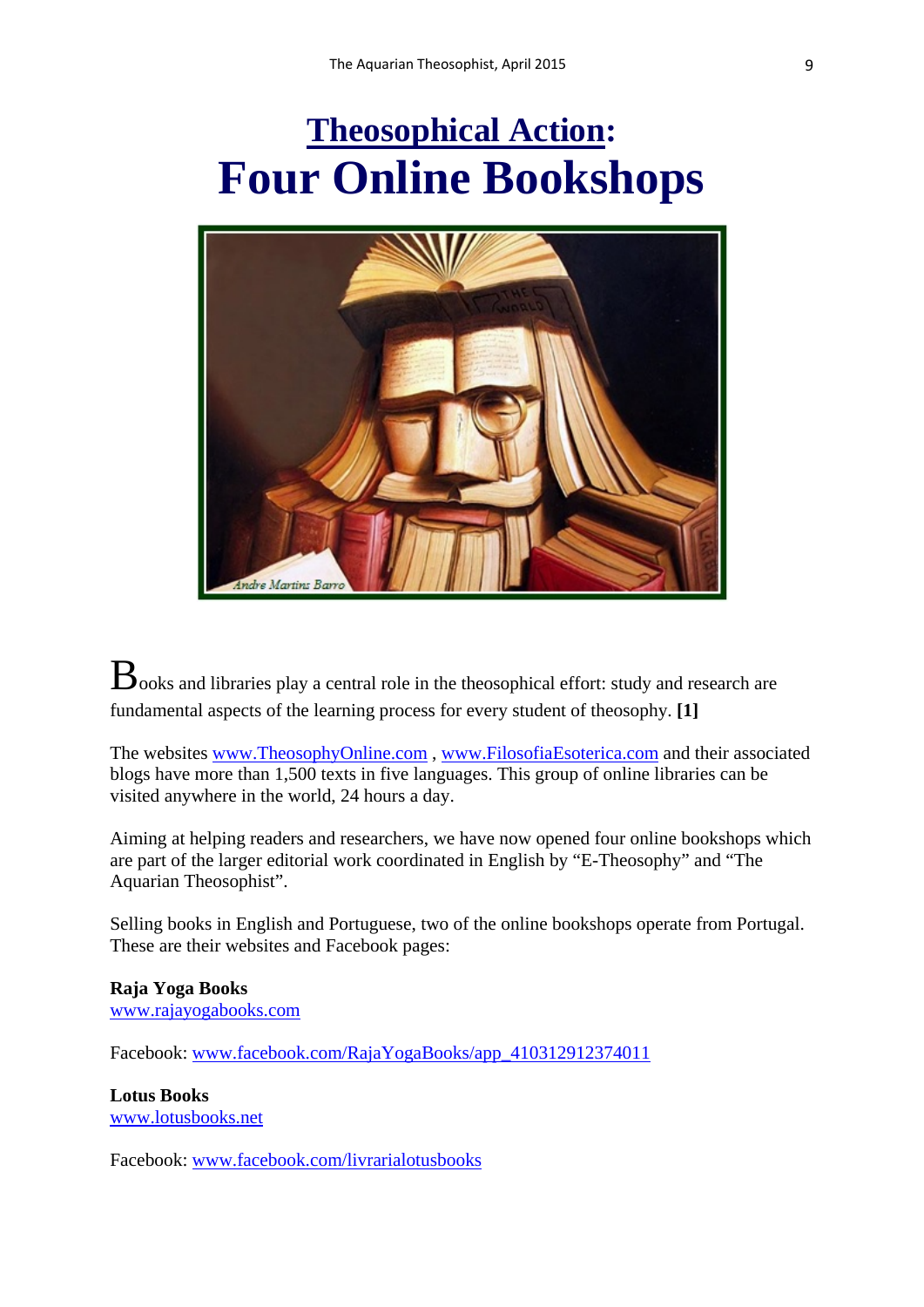# Theosophical Action: Four Online Bookshops

Books and libraries play a central role in the theosophical effort: study and research are fundamental aspects of the learning process for every student of theosophy. **[1]**

The websites www.TheosophyOnline.com , www.FilosofiaEsoterica.com and their associated blogs have more than 1,500 texts in five languages. This group of online libraries can be visited anywhere in the world, 24 hours a day.

Aiming at helping readers and researchers, we have now opened four online bookshops which are part of the larger editorial work coordinated in English by "E-Theosophy" and "The Aquarian Theosophist".

Selling books in English and Portuguese, two of the online bookshops operate from Portugal. These are their websites and Facebook pages:

**Raja Yoga Books**
www.rajayogabooks.com

Facebook: www.facebook.com/RajaYogaBooks/app_410312912374011

**Lotus Books**
www.lotusbooks.net

Facebook: www.facebook.com/livrarialotusbooks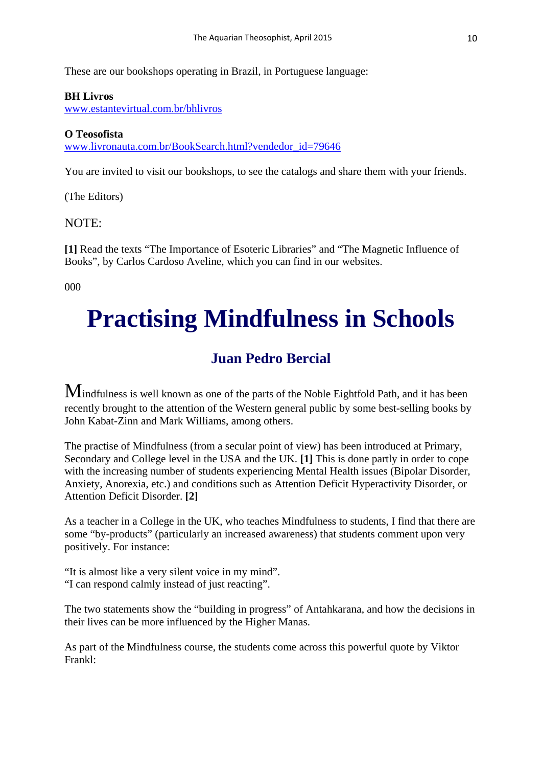These are our bookshops operating in Brazil, in Portuguese language:

**BH Livros**
www.estantevirtual.com.br/bhlivros

**O Teosofista**
www.livronauta.com.br/BookSearch.html?vendedor_id=79646

You are invited to visit our bookshops, to see the catalogs and share them with your friends.

(The Editors)

NOTE:

**[1]** Read the texts "The Importance of Esoteric Libraries" and "The Magnetic Influence of Books", by Carlos Cardoso Aveline, which you can find in our websites.

000

# Practising Mindfulness in Schools

## Juan Pedro Bercial

Mindfulness is well known as one of the parts of the Noble Eightfold Path, and it has been recently brought to the attention of the Western general public by some best-selling books by John Kabat-Zinn and Mark Williams, among others.

The practise of Mindfulness (from a secular point of view) has been introduced at Primary, Secondary and College level in the USA and the UK. **[1]** This is done partly in order to cope with the increasing number of students experiencing Mental Health issues (Bipolar Disorder, Anxiety, Anorexia, etc.) and conditions such as Attention Deficit Hyperactivity Disorder, or Attention Deficit Disorder. **[2]**

As a teacher in a College in the UK, who teaches Mindfulness to students, I find that there are some "by-products" (particularly an increased awareness) that students comment upon very positively. For instance:

"It is almost like a very silent voice in my mind".
"I can respond calmly instead of just reacting".

The two statements show the "building in progress" of Antahkarana, and how the decisions in their lives can be more influenced by the Higher Manas.

As part of the Mindfulness course, the students come across this powerful quote by Viktor Frankl: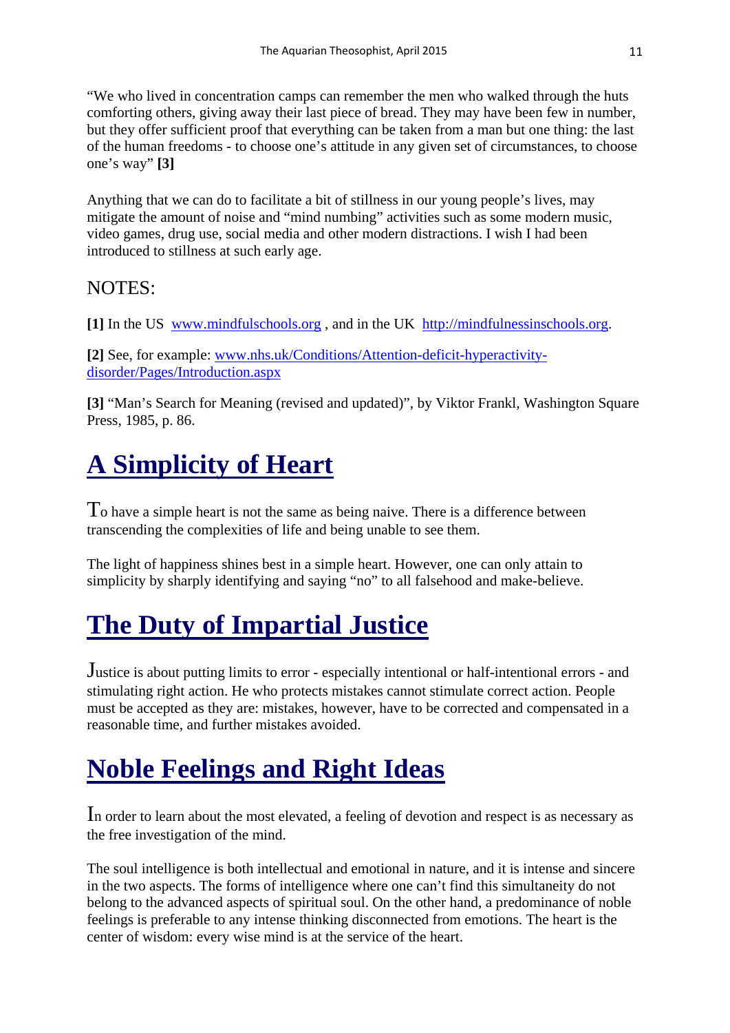"We who lived in concentration camps can remember the men who walked through the huts comforting others, giving away their last piece of bread. They may have been few in number, but they offer sufficient proof that everything can be taken from a man but one thing: the last of the human freedoms - to choose one's attitude in any given set of circumstances, to choose one's way" **[3]**

Anything that we can do to facilitate a bit of stillness in our young people's lives, may mitigate the amount of noise and "mind numbing" activities such as some modern music, video games, drug use, social media and other modern distractions. I wish I had been introduced to stillness at such early age.

NOTES:

**[1]** In the US [www.mindfulschools.org](www.mindfulschools.org) , and in the UK [http://mindfulnessinschools.org](http://mindfulnessinschools.org).

**[2]** See, for example: [www.nhs.uk/Conditions/Attention-deficit-hyperactivity-disorder/Pages/Introduction.aspx](www.nhs.uk/Conditions/Attention-deficit-hyperactivity-disorder/Pages/Introduction.aspx)

**[3]** "Man's Search for Meaning (revised and updated)", by Viktor Frankl, Washington Square Press, 1985, p. 86.

# A Simplicity of Heart

To have a simple heart is not the same as being naive. There is a difference between transcending the complexities of life and being unable to see them.

The light of happiness shines best in a simple heart. However, one can only attain to simplicity by sharply identifying and saying "no" to all falsehood and make-believe.

# The Duty of Impartial Justice

Justice is about putting limits to error - especially intentional or half-intentional errors - and stimulating right action. He who protects mistakes cannot stimulate correct action. People must be accepted as they are: mistakes, however, have to be corrected and compensated in a reasonable time, and further mistakes avoided.

# Noble Feelings and Right Ideas

In order to learn about the most elevated, a feeling of devotion and respect is as necessary as the free investigation of the mind.

The soul intelligence is both intellectual and emotional in nature, and it is intense and sincere in the two aspects. The forms of intelligence where one can't find this simultaneity do not belong to the advanced aspects of spiritual soul. On the other hand, a predominance of noble feelings is preferable to any intense thinking disconnected from emotions. The heart is the center of wisdom: every wise mind is at the service of the heart.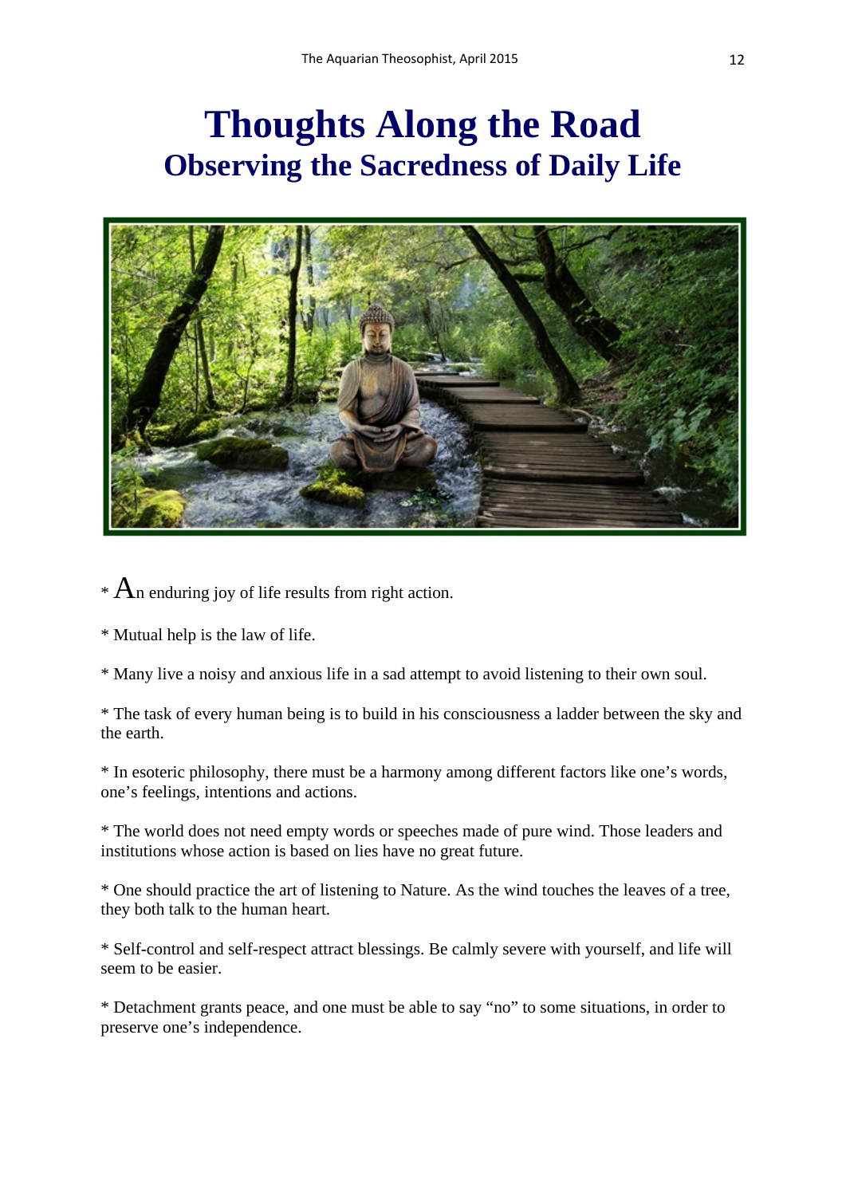# Thoughts Along the Road

## Observing the Sacredness of Daily Life

* An enduring joy of life results from right action.

* Mutual help is the law of life.

* Many live a noisy and anxious life in a sad attempt to avoid listening to their own soul.

* The task of every human being is to build in his consciousness a ladder between the sky and the earth.

* In esoteric philosophy, there must be a harmony among different factors like one's words, one's feelings, intentions and actions.

* The world does not need empty words or speeches made of pure wind. Those leaders and institutions whose action is based on lies have no great future.

* One should practice the art of listening to Nature. As the wind touches the leaves of a tree, they both talk to the human heart.

* Self-control and self-respect attract blessings. Be calmly severe with yourself, and life will seem to be easier.

* Detachment grants peace, and one must be able to say "no" to some situations, in order to preserve one's independence.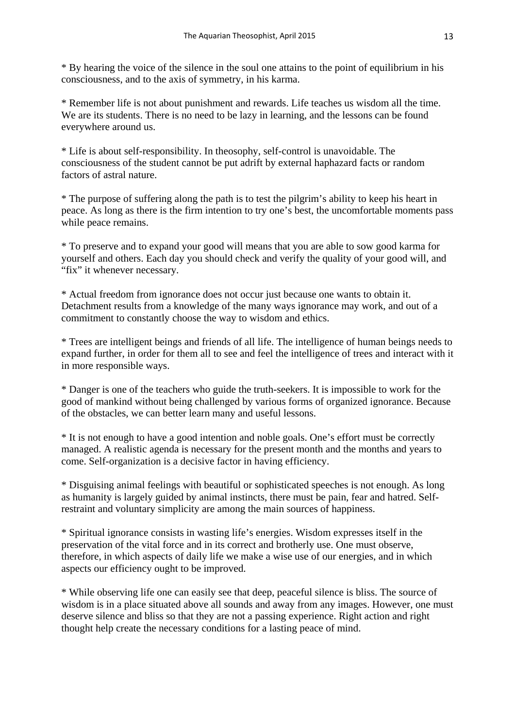* By hearing the voice of the silence in the soul one attains to the point of equilibrium in his consciousness, and to the axis of symmetry, in his karma.

* Remember life is not about punishment and rewards. Life teaches us wisdom all the time. We are its students. There is no need to be lazy in learning, and the lessons can be found everywhere around us.

* Life is about self-responsibility. In theosophy, self-control is unavoidable. The consciousness of the student cannot be put adrift by external haphazard facts or random factors of astral nature.

* The purpose of suffering along the path is to test the pilgrim's ability to keep his heart in peace. As long as there is the firm intention to try one's best, the uncomfortable moments pass while peace remains.

* To preserve and to expand your good will means that you are able to sow good karma for yourself and others. Each day you should check and verify the quality of your good will, and "fix" it whenever necessary.

* Actual freedom from ignorance does not occur just because one wants to obtain it. Detachment results from a knowledge of the many ways ignorance may work, and out of a commitment to constantly choose the way to wisdom and ethics.

* Trees are intelligent beings and friends of all life. The intelligence of human beings needs to expand further, in order for them all to see and feel the intelligence of trees and interact with it in more responsible ways.

* Danger is one of the teachers who guide the truth-seekers. It is impossible to work for the good of mankind without being challenged by various forms of organized ignorance. Because of the obstacles, we can better learn many and useful lessons.

* It is not enough to have a good intention and noble goals. One's effort must be correctly managed. A realistic agenda is necessary for the present month and the months and years to come. Self-organization is a decisive factor in having efficiency.

* Disguising animal feelings with beautiful or sophisticated speeches is not enough. As long as humanity is largely guided by animal instincts, there must be pain, fear and hatred. Self-restraint and voluntary simplicity are among the main sources of happiness.

* Spiritual ignorance consists in wasting life's energies. Wisdom expresses itself in the preservation of the vital force and in its correct and brotherly use. One must observe, therefore, in which aspects of daily life we make a wise use of our energies, and in which aspects our efficiency ought to be improved.

* While observing life one can easily see that deep, peaceful silence is bliss. The source of wisdom is in a place situated above all sounds and away from any images. However, one must deserve silence and bliss so that they are not a passing experience. Right action and right thought help create the necessary conditions for a lasting peace of mind.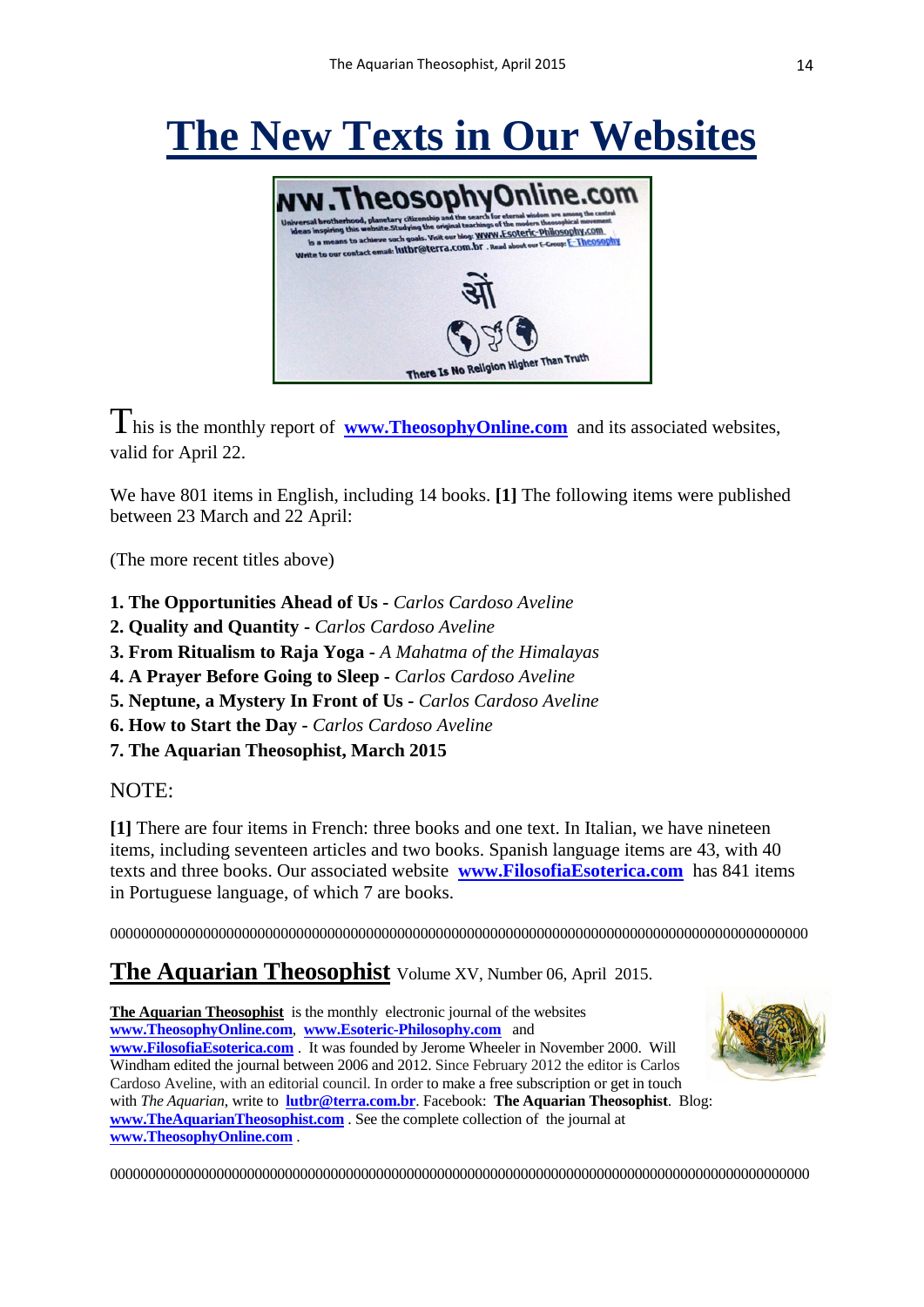# The New Texts in Our Websites

This is the monthly report of **www.TheosophyOnline.com** and its associated websites, valid for April 22.

We have 801 items in English, including 14 books. **[1]** The following items were published between 23 March and 22 April:

(The more recent titles above)

1. **The Opportunities Ahead of Us -** *Carlos Cardoso Aveline*
2. **Quality and Quantity -** *Carlos Cardoso Aveline*
3. **From Ritualism to Raja Yoga -** *A Mahatma of the Himalayas*
4. **A Prayer Before Going to Sleep -** *Carlos Cardoso Aveline*
5. **Neptune, a Mystery In Front of Us -** *Carlos Cardoso Aveline*
6. **How to Start the Day -** *Carlos Cardoso Aveline*
7. **The Aquarian Theosophist, March 2015**

NOTE:

**[1]** There are four items in French: three books and one text. In Italian, we have nineteen items, including seventeen articles and two books. Spanish language items are 43, with 40 texts and three books. Our associated website **www.FilosofiaEsoterica.com** has 841 items in Portuguese language, of which 7 are books.

000000000000000000000000000000000000000000000000000000000000000000000000000000000

## The Aquarian Theosophist Volume XV, Number 06, April 2015.

**The Aquarian Theosophist** is the monthly electronic journal of the websites **www.TheosophyOnline.com**, **www.Esoteric-Philosophy.com** and **www.FilosofiaEsoterica.com**. It was founded by Jerome Wheeler in November 2000. Will Windham edited the journal between 2006 and 2012. Since February 2012 the editor is Carlos Cardoso Aveline, with an editorial council. In order to make a free subscription or get in touch with *The Aquarian*, write to **lutbr@terra.com.br**. Facebook: **The Aquarian Theosophist**. Blog: **www.TheAquarianTheosophist.com**. See the complete collection of the journal at **www.TheosophyOnline.com**.

000000000000000000000000000000000000000000000000000000000000000000000000000000000